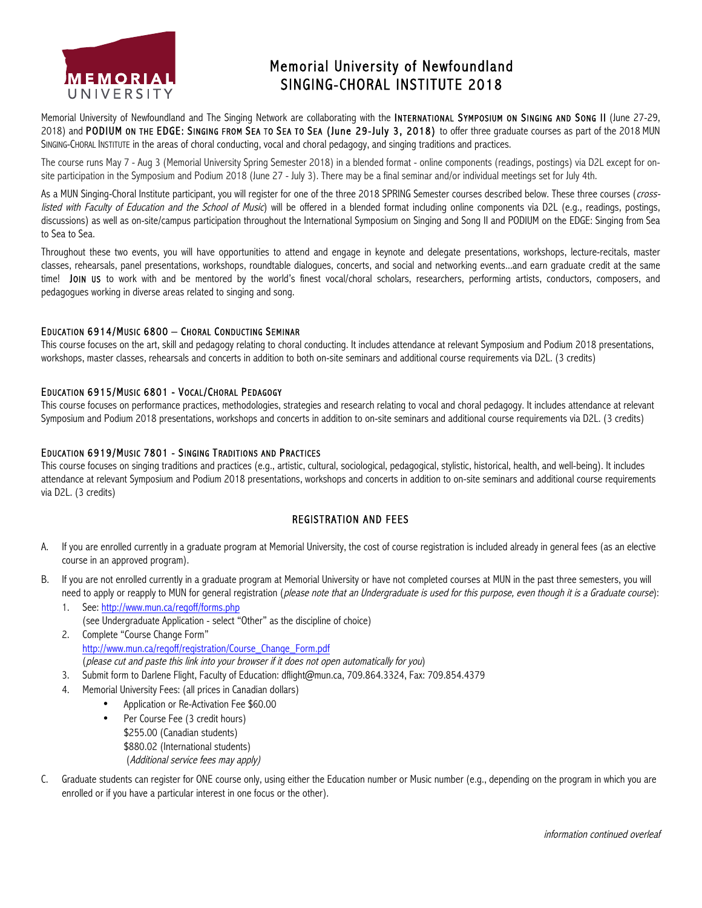# Memorial University of Newfoundland
## SINGING-CHORAL INSTITUTE 2018

Memorial University of Newfoundland and The Singing Network are collaborating with the INTERNATIONAL SYMPOSIUM ON SINGING AND SONG II (June 27-29, 2018) and PODIUM ON THE EDGE: SINGING FROM SEA TO SEA TO SEA (June 29-July 3, 2018) to offer three graduate courses as part of the 2018 MUN SINGING-CHORAL INSTITUTE in the areas of choral conducting, vocal and choral pedagogy, and singing traditions and practices.

The course runs May 7 - Aug 3 (Memorial University Spring Semester 2018) in a blended format - online components (readings, postings) via D2L except for on-site participation in the Symposium and Podium 2018 (June 27 - July 3). There may be a final seminar and/or individual meetings set for July 4th.

As a MUN Singing-Choral Institute participant, you will register for one of the three 2018 SPRING Semester courses described below. These three courses (*cross-listed with Faculty of Education and the School of Music*) will be offered in a blended format including online components via D2L (e.g., readings, postings, discussions) as well as on-site/campus participation throughout the International Symposium on Singing and Song II and PODIUM on the EDGE: Singing from Sea to Sea to Sea.

Throughout these two events, you will have opportunities to attend and engage in keynote and delegate presentations, workshops, lecture-recitals, master classes, rehearsals, panel presentations, workshops, roundtable dialogues, concerts, and social and networking events...and earn graduate credit at the same time! JOIN US to work with and be mentored by the world's finest vocal/choral scholars, researchers, performing artists, conductors, composers, and pedagogues working in diverse areas related to singing and song.

### EDUCATION 6914/MUSIC 6800 – CHORAL CONDUCTING SEMINAR

This course focuses on the art, skill and pedagogy relating to choral conducting. It includes attendance at relevant Symposium and Podium 2018 presentations, workshops, master classes, rehearsals and concerts in addition to both on-site seminars and additional course requirements via D2L. (3 credits)

### EDUCATION 6915/MUSIC 6801 - VOCAL/CHORAL PEDAGOGY

This course focuses on performance practices, methodologies, strategies and research relating to vocal and choral pedagogy. It includes attendance at relevant Symposium and Podium 2018 presentations, workshops and concerts in addition to on-site seminars and additional course requirements via D2L. (3 credits)

### EDUCATION 6919/MUSIC 7801 - SINGING TRADITIONS AND PRACTICES

This course focuses on singing traditions and practices (e.g., artistic, cultural, sociological, pedagogical, stylistic, historical, health, and well-being). It includes attendance at relevant Symposium and Podium 2018 presentations, workshops and concerts in addition to on-site seminars and additional course requirements via D2L. (3 credits)

## REGISTRATION AND FEES

A. If you are enrolled currently in a graduate program at Memorial University, the cost of course registration is included already in general fees (as an elective course in an approved program).

B. If you are not enrolled currently in a graduate program at Memorial University or have not completed courses at MUN in the past three semesters, you will need to apply or reapply to MUN for general registration (*please note that an Undergraduate is used for this purpose, even though it is a Graduate course*):
   1. See: http://www.mun.ca/regoff/forms.php
      (see Undergraduate Application - select "Other" as the discipline of choice)
   2. Complete "Course Change Form"
      http://www.mun.ca/regoff/registration/Course_Change_Form.pdf
      (*please cut and paste this link into your browser if it does not open automatically for you*)
   3. Submit form to Darlene Flight, Faculty of Education: dflight@mun.ca, 709.864.3324, Fax: 709.854.4379
   4. Memorial University Fees: (all prices in Canadian dollars)
      - Application or Re-Activation Fee $60.00
      - Per Course Fee (3 credit hours)
        $255.00 (Canadian students)
        $880.02 (International students)
        (*Additional service fees may apply)*

C. Graduate students can register for ONE course only, using either the Education number or Music number (e.g., depending on the program in which you are enrolled or if you have a particular interest in one focus or the other).

*information continued overleaf*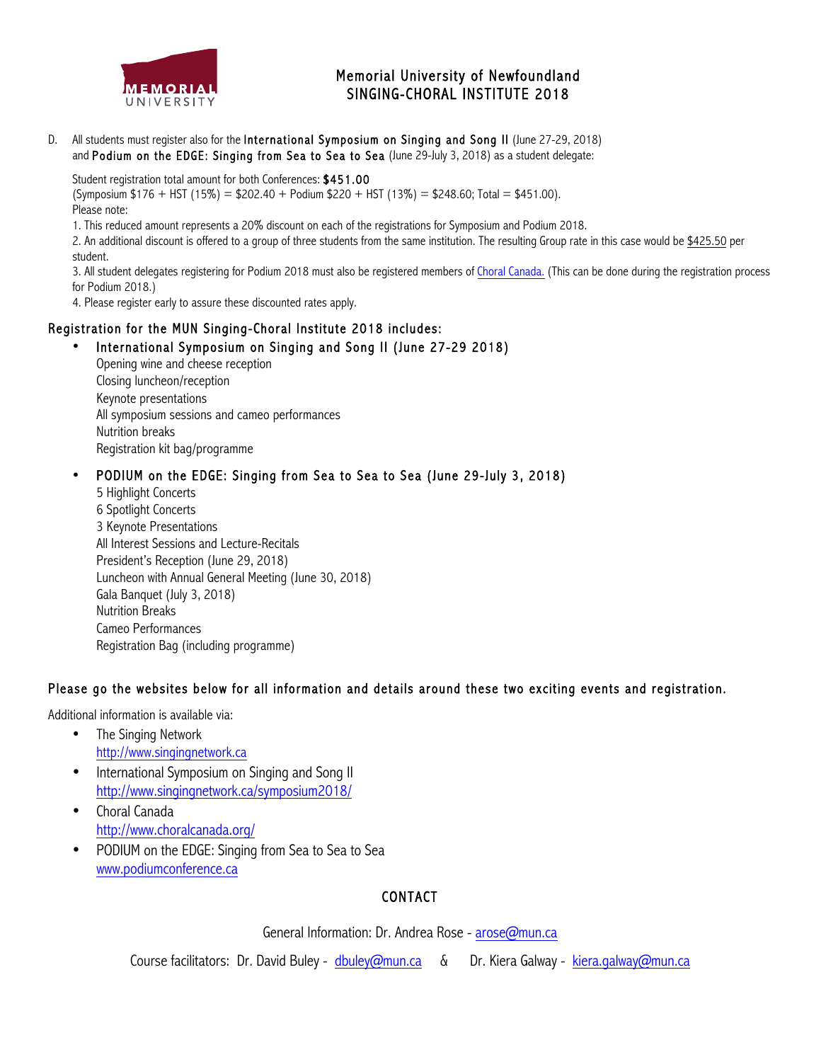# Memorial University of Newfoundland
## SINGING-CHORAL INSTITUTE 2018

D. All students must register also for the **International Symposium on Singing and Song II** (June 27-29, 2018) and **Podium on the EDGE: Singing from Sea to Sea to Sea** (June 29-July 3, 2018) as a student delegate:

Student registration total amount for both Conferences: **$451.00**
(Symposium $176 + HST (15%) = $202.40 + Podium $220 + HST (13%) = $248.60; Total = $451.00).
Please note:

1. This reduced amount represents a 20% discount on each of the registrations for Symposium and Podium 2018.
2. An additional discount is offered to a group of three students from the same institution. The resulting Group rate in this case would be $425.50 per student.
3. All student delegates registering for Podium 2018 must also be registered members of Choral Canada. (This can be done during the registration process for Podium 2018.)
4. Please register early to assure these discounted rates apply.

### Registration for the MUN Singing-Choral Institute 2018 includes:

- **International Symposium on Singing and Song II (June 27-29 2018)**
  Opening wine and cheese reception
  Closing luncheon/reception
  Keynote presentations
  All symposium sessions and cameo performances
  Nutrition breaks
  Registration kit bag/programme

- **PODIUM on the EDGE: Singing from Sea to Sea to Sea (June 29-July 3, 2018)**
  5 Highlight Concerts
  6 Spotlight Concerts
  3 Keynote Presentations
  All Interest Sessions and Lecture-Recitals
  President's Reception (June 29, 2018)
  Luncheon with Annual General Meeting (June 30, 2018)
  Gala Banquet (July 3, 2018)
  Nutrition Breaks
  Cameo Performances
  Registration Bag (including programme)

### Please go the websites below for all information and details around these two exciting events and registration.

Additional information is available via:

- The Singing Network
  http://www.singingnetwork.ca
- International Symposium on Singing and Song II
  http://www.singingnetwork.ca/symposium2018/
- Choral Canada
  http://www.choralcanada.org/
- PODIUM on the EDGE: Singing from Sea to Sea to Sea
  www.podiumconference.ca

### CONTACT

General Information: Dr. Andrea Rose - arose@mun.ca

Course facilitators: Dr. David Buley - dbuley@mun.ca & Dr. Kiera Galway - kiera.galway@mun.ca